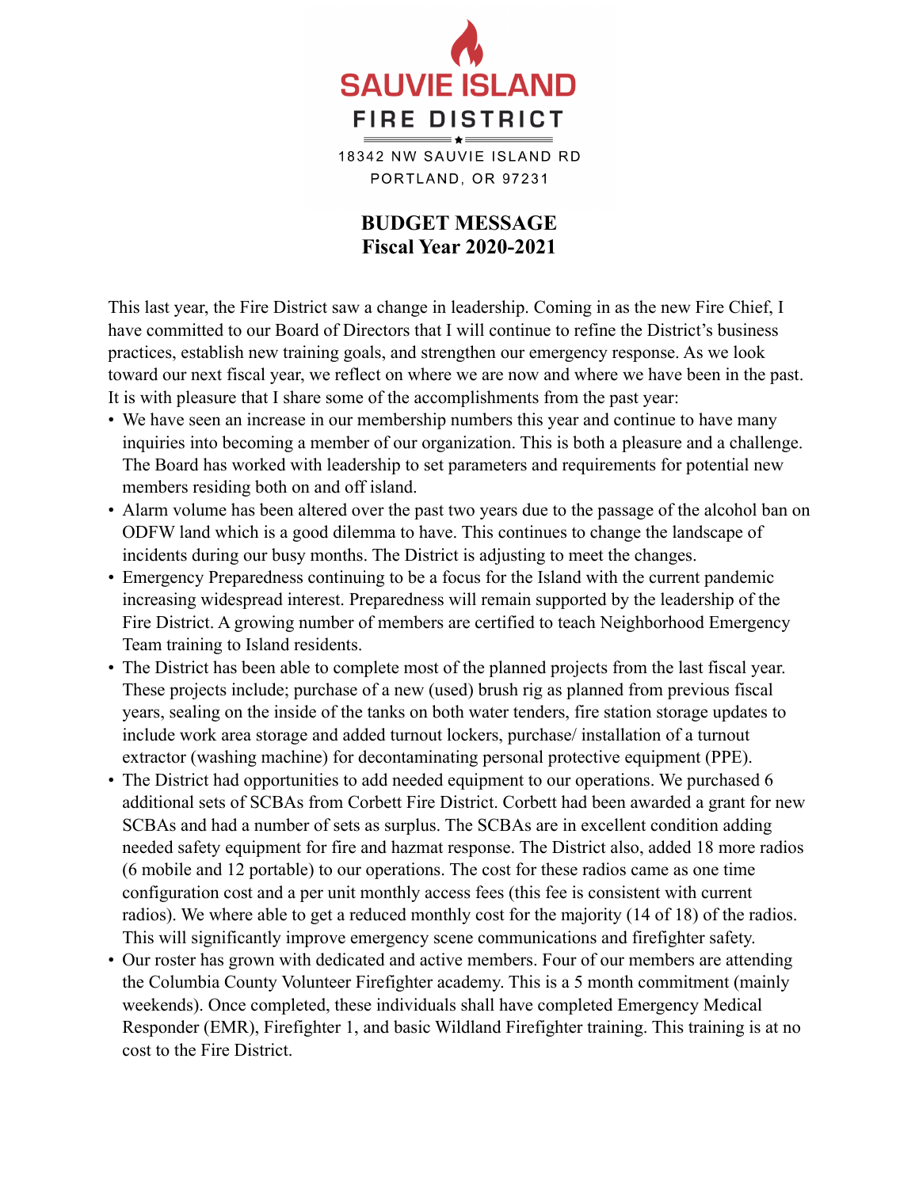SAUVIE ISLAND

FIRE DISTRICT

18342 NW SAUVIE ISLAND RD
PORTLAND, OR 97231

# BUDGET MESSAGE
## Fiscal Year 2020-2021

This last year, the Fire District saw a change in leadership. Coming in as the new Fire Chief, I have committed to our Board of Directors that I will continue to refine the District's business practices, establish new training goals, and strengthen our emergency response. As we look toward our next fiscal year, we reflect on where we are now and where we have been in the past. It is with pleasure that I share some of the accomplishments from the past year:

- We have seen an increase in our membership numbers this year and continue to have many inquiries into becoming a member of our organization. This is both a pleasure and a challenge. The Board has worked with leadership to set parameters and requirements for potential new members residing both on and off island.
- Alarm volume has been altered over the past two years due to the passage of the alcohol ban on ODFW land which is a good dilemma to have. This continues to change the landscape of incidents during our busy months. The District is adjusting to meet the changes.
- Emergency Preparedness continuing to be a focus for the Island with the current pandemic increasing widespread interest. Preparedness will remain supported by the leadership of the Fire District. A growing number of members are certified to teach Neighborhood Emergency Team training to Island residents.
- The District has been able to complete most of the planned projects from the last fiscal year. These projects include; purchase of a new (used) brush rig as planned from previous fiscal years, sealing on the inside of the tanks on both water tenders, fire station storage updates to include work area storage and added turnout lockers, purchase/ installation of a turnout extractor (washing machine) for decontaminating personal protective equipment (PPE).
- The District had opportunities to add needed equipment to our operations. We purchased 6 additional sets of SCBAs from Corbett Fire District. Corbett had been awarded a grant for new SCBAs and had a number of sets as surplus. The SCBAs are in excellent condition adding needed safety equipment for fire and hazmat response. The District also, added 18 more radios (6 mobile and 12 portable) to our operations. The cost for these radios came as one time configuration cost and a per unit monthly access fees (this fee is consistent with current radios). We where able to get a reduced monthly cost for the majority (14 of 18) of the radios. This will significantly improve emergency scene communications and firefighter safety.
- Our roster has grown with dedicated and active members. Four of our members are attending the Columbia County Volunteer Firefighter academy. This is a 5 month commitment (mainly weekends). Once completed, these individuals shall have completed Emergency Medical Responder (EMR), Firefighter 1, and basic Wildland Firefighter training. This training is at no cost to the Fire District.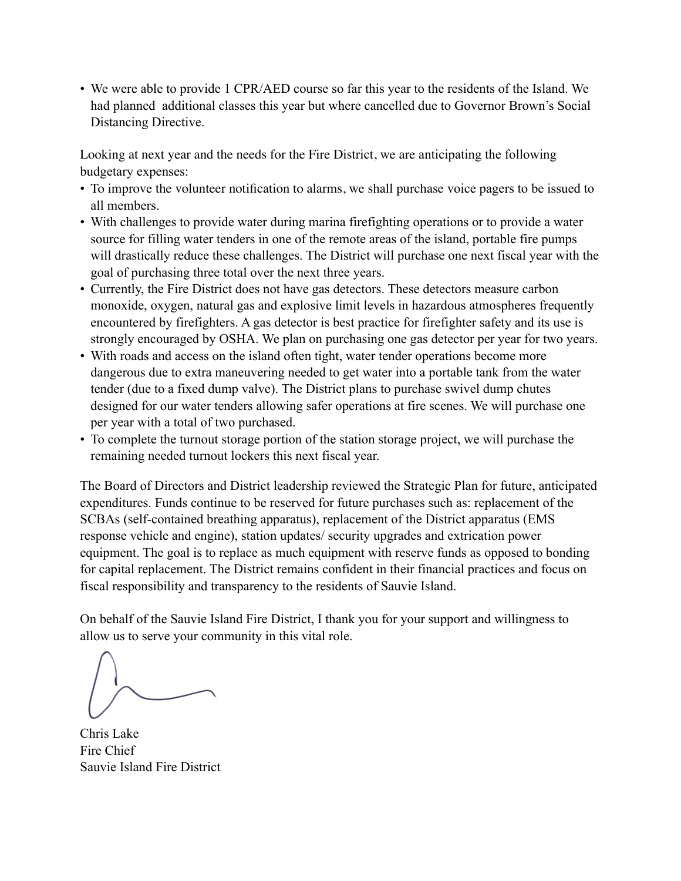- We were able to provide 1 CPR/AED course so far this year to the residents of the Island. We had planned additional classes this year but where cancelled due to Governor Brown's Social Distancing Directive.

Looking at next year and the needs for the Fire District, we are anticipating the following budgetary expenses:

- To improve the volunteer notification to alarms, we shall purchase voice pagers to be issued to all members.
- With challenges to provide water during marina firefighting operations or to provide a water source for filling water tenders in one of the remote areas of the island, portable fire pumps will drastically reduce these challenges. The District will purchase one next fiscal year with the goal of purchasing three total over the next three years.
- Currently, the Fire District does not have gas detectors. These detectors measure carbon monoxide, oxygen, natural gas and explosive limit levels in hazardous atmospheres frequently encountered by firefighters. A gas detector is best practice for firefighter safety and its use is strongly encouraged by OSHA. We plan on purchasing one gas detector per year for two years.
- With roads and access on the island often tight, water tender operations become more dangerous due to extra maneuvering needed to get water into a portable tank from the water tender (due to a fixed dump valve). The District plans to purchase swivel dump chutes designed for our water tenders allowing safer operations at fire scenes. We will purchase one per year with a total of two purchased.
- To complete the turnout storage portion of the station storage project, we will purchase the remaining needed turnout lockers this next fiscal year.

The Board of Directors and District leadership reviewed the Strategic Plan for future, anticipated expenditures. Funds continue to be reserved for future purchases such as: replacement of the SCBAs (self-contained breathing apparatus), replacement of the District apparatus (EMS response vehicle and engine), station updates/ security upgrades and extrication power equipment. The goal is to replace as much equipment with reserve funds as opposed to bonding for capital replacement. The District remains confident in their financial practices and focus on fiscal responsibility and transparency to the residents of Sauvie Island.

On behalf of the Sauvie Island Fire District, I thank you for your support and willingness to allow us to serve your community in this vital role.

Chris Lake
Fire Chief
Sauvie Island Fire District